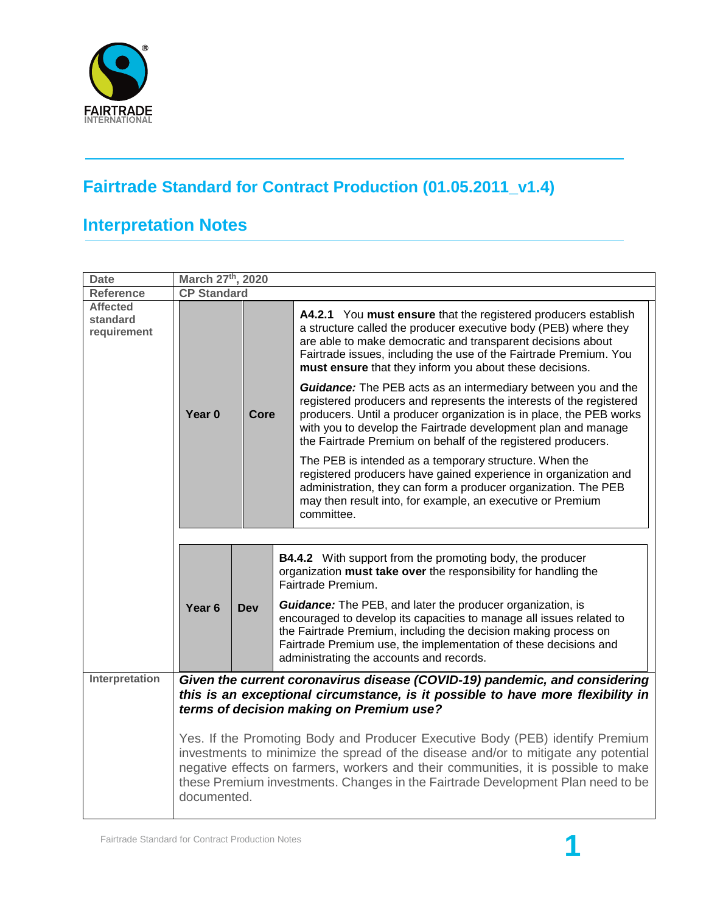FAIRTRADE INTERNATIONAL

# Fairtrade Standard for Contract Production (01.05.2011_v1.4)

## Interpretation Notes

| | |
|---|---|
| **Date** | **March 27th, 2020** |
| **Reference** | **CP Standard** |
| **Affected standard requirement** | **Year 0** \| **Core** \| **A4.2.1** You **must ensure** that the registered producers establish a structure called the producer executive body (PEB) where they are able to make democratic and transparent decisions about Fairtrade issues, including the use of the Fairtrade Premium. You **must ensure** that they inform you about these decisions.<br><br>***Guidance:*** The PEB acts as an intermediary between you and the registered producers and represents the interests of the registered producers. Until a producer organization is in place, the PEB works with you to develop the Fairtrade development plan and manage the Fairtrade Premium on behalf of the registered producers.<br><br>The PEB is intended as a temporary structure. When the registered producers have gained experience in organization and administration, they can form a producer organization. The PEB may then result into, for example, an executive or Premium committee.<br><br>**Year 6** \| **Dev** \| **B4.4.2** With support from the promoting body, the producer organization **must take over** the responsibility for handling the Fairtrade Premium.<br><br>***Guidance:*** The PEB, and later the producer organization, is encouraged to develop its capacities to manage all issues related to the Fairtrade Premium, including the decision making process on Fairtrade Premium use, the implementation of these decisions and administrating the accounts and records. |
| **Interpretation** | ***Given the current coronavirus disease (COVID-19) pandemic, and considering this is an exceptional circumstance, is it possible to have more flexibility in terms of decision making on Premium use?***<br><br>Yes. If the Promoting Body and Producer Executive Body (PEB) identify Premium investments to minimize the spread of the disease and/or to mitigate any potential negative effects on farmers, workers and their communities, it is possible to make these Premium investments. Changes in the Fairtrade Development Plan need to be documented. |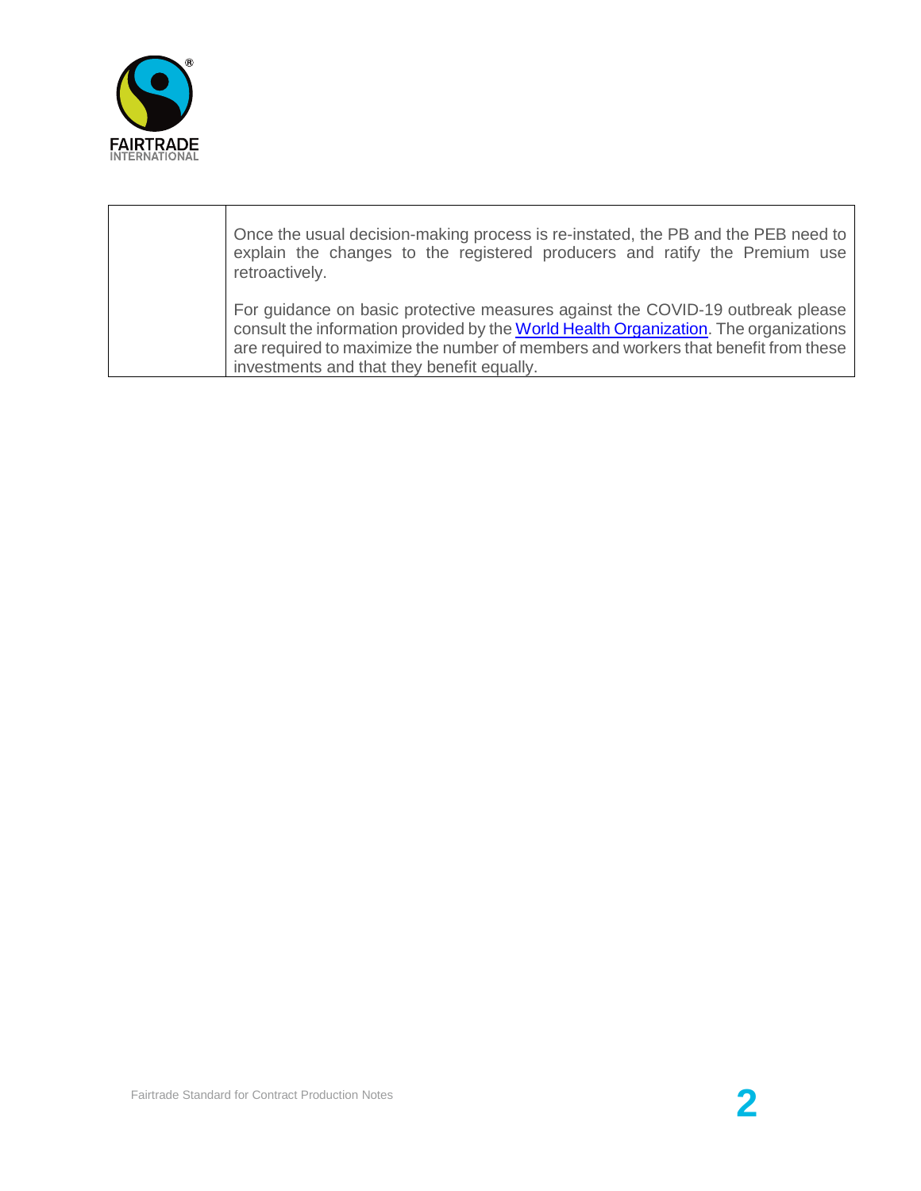| | |
|---|---|
| | Once the usual decision-making process is re-instated, the PB and the PEB need to explain the changes to the registered producers and ratify the Premium use retroactively.<br><br>For guidance on basic protective measures against the COVID-19 outbreak please consult the information provided by the World Health Organization. The organizations are required to maximize the number of members and workers that benefit from these investments and that they benefit equally. |